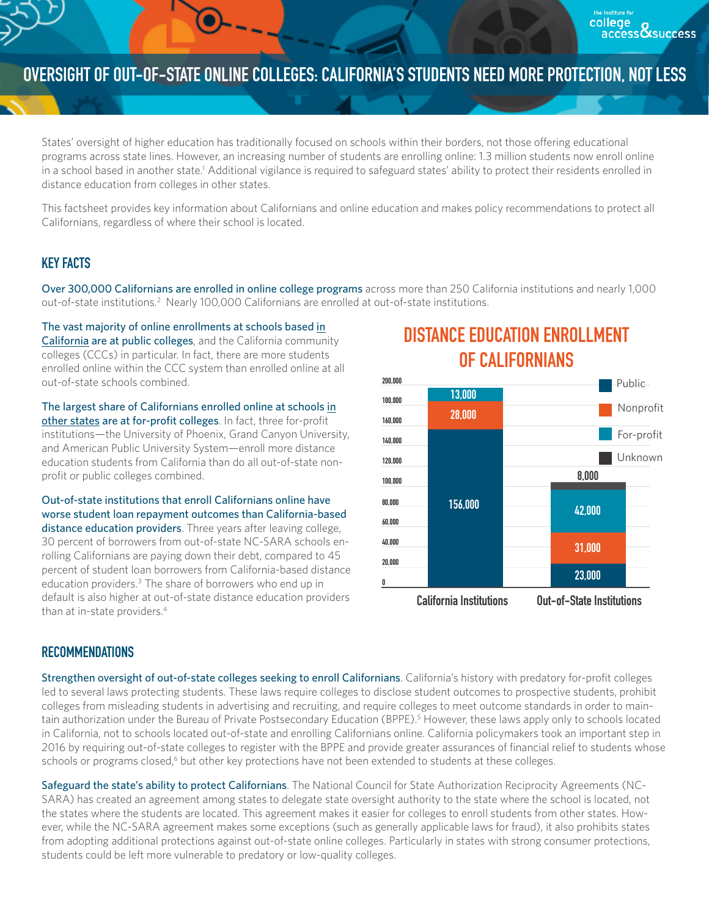# OVERSIGHT OF OUT-OF-STATE ONLINE COLLEGES: CALIFORNIA'S STUDENTS NEED MORE PROTECTION, NOT LESS

States' oversight of higher education has traditionally focused on schools within their borders, not those offering educational programs across state lines. However, an increasing number of students are enrolling online: 1.3 million students now enroll online in a school based in another state.[1] Additional vigilance is required to safeguard states' ability to protect their residents enrolled in distance education from colleges in other states.

This factsheet provides key information about Californians and online education and makes policy recommendations to protect all Californians, regardless of where their school is located.

## KEY FACTS

Over 300,000 Californians are enrolled in online college programs across more than 250 California institutions and nearly 1,000 out-of-state institutions.[2] Nearly 100,000 Californians are enrolled at out-of-state institutions.

The vast majority of online enrollments at schools based in California are at public colleges, and the California community colleges (CCCs) in particular. In fact, there are more students enrolled online within the CCC system than enrolled online at all out-of-state schools combined.

The largest share of Californians enrolled online at schools in other states are at for-profit colleges. In fact, three for-profit institutions—the University of Phoenix, Grand Canyon University, and American Public University System—enroll more distance education students from California than do all out-of-state non-profit or public colleges combined.

Out-of-state institutions that enroll Californians online have worse student loan repayment outcomes than California-based distance education providers. Three years after leaving college, 30 percent of borrowers from out-of-state NC-SARA schools enrolling Californians are paying down their debt, compared to 45 percent of student loan borrowers from California-based distance education providers.[3] The share of borrowers who end up in default is also higher at out-of-state distance education providers than at in-state providers.[4]

### DISTANCE EDUCATION ENROLLMENT OF CALIFORNIANS

| | California Institutions | Out-of-State Institutions |
|---|---|---|
| Public | 156,000 | 23,000 |
| Nonprofit | 28,000 | 31,000 |
| For-profit | 13,000 | 42,000 |
| Unknown | | 8,000 |

## RECOMMENDATIONS

Strengthen oversight of out-of-state colleges seeking to enroll Californians. California's history with predatory for-profit colleges led to several laws protecting students. These laws require colleges to disclose student outcomes to prospective students, prohibit colleges from misleading students in advertising and recruiting, and require colleges to meet outcome standards in order to maintain authorization under the Bureau of Private Postsecondary Education (BPPE).[5] However, these laws apply only to schools located in California, not to schools located out-of-state and enrolling Californians online. California policymakers took an important step in 2016 by requiring out-of-state colleges to register with the BPPE and provide greater assurances of financial relief to students whose schools or programs closed,[6] but other key protections have not been extended to students at these colleges.

Safeguard the state's ability to protect Californians. The National Council for State Authorization Reciprocity Agreements (NC-SARA) has created an agreement among states to delegate state oversight authority to the state where the school is located, not the states where the students are located. This agreement makes it easier for colleges to enroll students from other states. However, while the NC-SARA agreement makes some exceptions (such as generally applicable laws for fraud), it also prohibits states from adopting additional protections against out-of-state online colleges. Particularly in states with strong consumer protections, students could be left more vulnerable to predatory or low-quality colleges.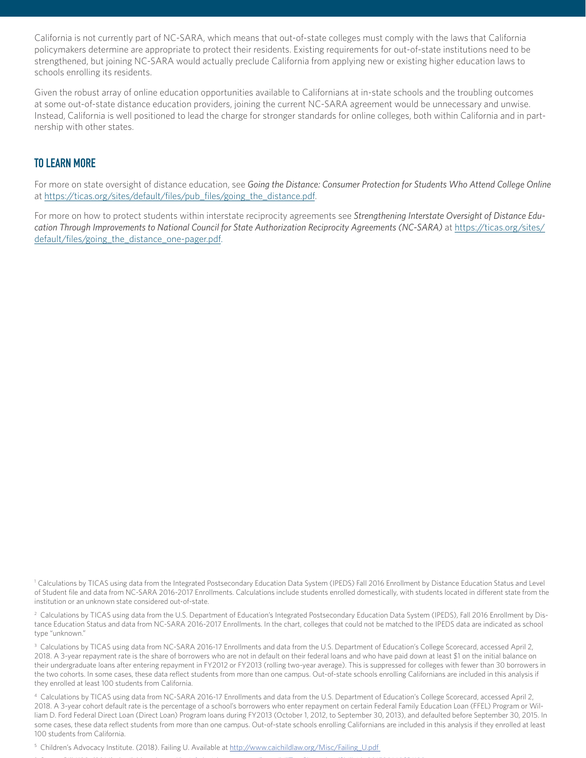California is not currently part of NC-SARA, which means that out-of-state colleges must comply with the laws that California policymakers determine are appropriate to protect their residents. Existing requirements for out-of-state institutions need to be strengthened, but joining NC-SARA would actually preclude California from applying new or existing higher education laws to schools enrolling its residents.

Given the robust array of online education opportunities available to Californians at in-state schools and the troubling outcomes at some out-of-state distance education providers, joining the current NC-SARA agreement would be unnecessary and unwise. Instead, California is well positioned to lead the charge for stronger standards for online colleges, both within California and in partnership with other states.

## TO LEARN MORE

For more on state oversight of distance education, see *Going the Distance: Consumer Protection for Students Who Attend College Online* at https://ticas.org/sites/default/files/pub_files/going_the_distance.pdf.

For more on how to protect students within interstate reciprocity agreements see *Strengthening Interstate Oversight of Distance Education Through Improvements to National Council for State Authorization Reciprocity Agreements (NC-SARA)* at https://ticas.org/sites/default/files/going_the_distance_one-pager.pdf.

[1] Calculations by TICAS using data from the Integrated Postsecondary Education Data System (IPEDS) Fall 2016 Enrollment by Distance Education Status and Level of Student file and data from NC-SARA 2016-2017 Enrollments. Calculations include students enrolled domestically, with students located in different state from the institution or an unknown state considered out-of-state.

[2] Calculations by TICAS using data from the U.S. Department of Education's Integrated Postsecondary Education Data System (IPEDS), Fall 2016 Enrollment by Distance Education Status and data from NC-SARA 2016-2017 Enrollments. In the chart, colleges that could not be matched to the IPEDS data are indicated as school type "unknown."

[3] Calculations by TICAS using data from NC-SARA 2016-17 Enrollments and data from the U.S. Department of Education's College Scorecard, accessed April 2, 2018. A 3-year repayment rate is the share of borrowers who are not in default on their federal loans and who have paid down at least $1 on the initial balance on their undergraduate loans after entering repayment in FY2012 or FY2013 (rolling two-year average). This is suppressed for colleges with fewer than 30 borrowers in the two cohorts. In some cases, these data reflect students from more than one campus. Out-of-state schools enrolling Californians are included in this analysis if they enrolled at least 100 students from California.

[4] Calculations by TICAS using data from NC-SARA 2016-17 Enrollments and data from the U.S. Department of Education's College Scorecard, accessed April 2, 2018. A 3-year cohort default rate is the percentage of a school's borrowers who enter repayment on certain Federal Family Education Loan (FFEL) Program or William D. Ford Federal Direct Loan (Direct Loan) Program loans during FY2013 (October 1, 2012, to September 30, 2013), and defaulted before September 30, 2015. In some cases, these data reflect students from more than one campus. Out-of-state schools enrolling Californians are included in this analysis if they enrolled at least 100 students from California.

[5] Children's Advocacy Institute. (2018). Failing U. Available at http://www.caichildlaw.org/Misc/Failing_U.pdf